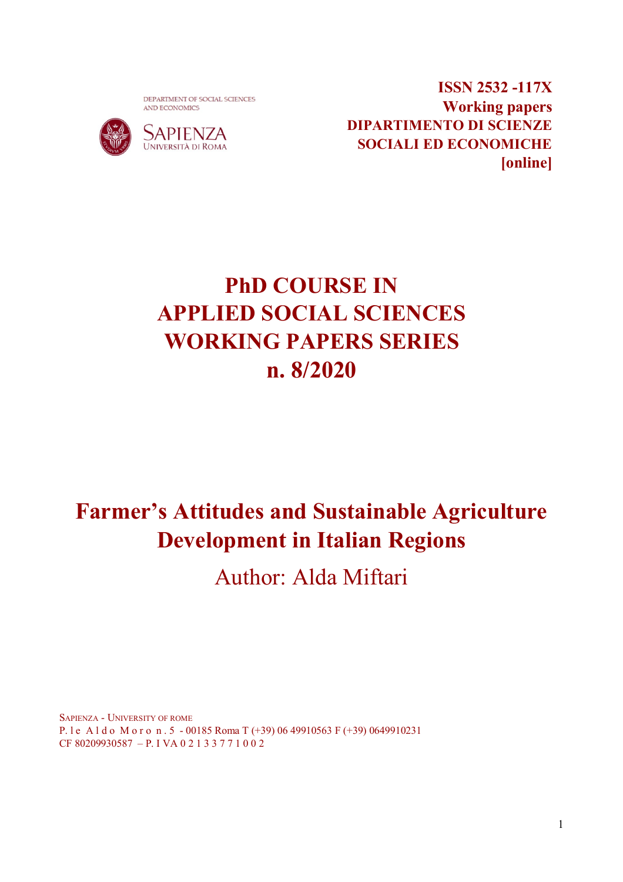DEPARTMENT OF SOCIAL SCIENCES AND ECONOMICS

SAPIENZA UNIVERSITÀ DI ROMA

**ISSN 2532 -117X**
**Working papers**
**DIPARTIMENTO DI SCIENZE SOCIALI ED ECONOMICHE**
**[online]**

# PhD COURSE IN APPLIED SOCIAL SCIENCES WORKING PAPERS SERIES n. 8/2020

# Farmer's Attitudes and Sustainable Agriculture Development in Italian Regions

Author: Alda Miftari

SAPIENZA - UNIVERSITY OF ROME
P.le Aldo Moro n.5 - 00185 Roma T (+39) 06 49910563 F (+39) 0649910231
CF 80209930587 – P.IVA 02133771002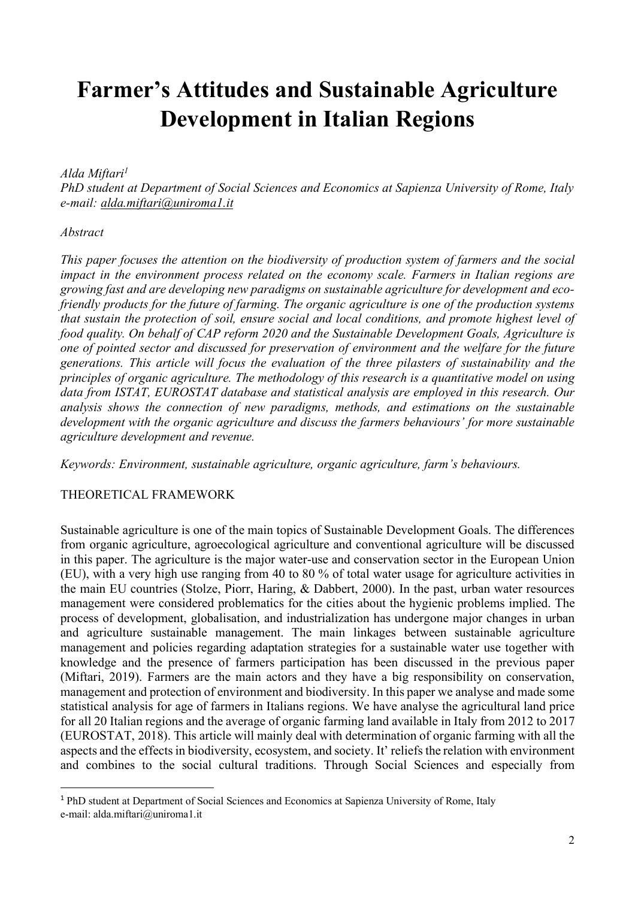# Farmer's Attitudes and Sustainable Agriculture Development in Italian Regions

*Alda Miftari[1]*
*PhD student at Department of Social Sciences and Economics at Sapienza University of Rome, Italy*
*e-mail: alda.miftari@uniroma1.it*

*Abstract*

*This paper focuses the attention on the biodiversity of production system of farmers and the social impact in the environment process related on the economy scale. Farmers in Italian regions are growing fast and are developing new paradigms on sustainable agriculture for development and eco-friendly products for the future of farming. The organic agriculture is one of the production systems that sustain the protection of soil, ensure social and local conditions, and promote highest level of food quality. On behalf of CAP reform 2020 and the Sustainable Development Goals, Agriculture is one of pointed sector and discussed for preservation of environment and the welfare for the future generations. This article will focus the evaluation of the three pilasters of sustainability and the principles of organic agriculture. The methodology of this research is a quantitative model on using data from ISTAT, EUROSTAT database and statistical analysis are employed in this research. Our analysis shows the connection of new paradigms, methods, and estimations on the sustainable development with the organic agriculture and discuss the farmers behaviours' for more sustainable agriculture development and revenue.*

*Keywords: Environment, sustainable agriculture, organic agriculture, farm's behaviours.*

## THEORETICAL FRAMEWORK

Sustainable agriculture is one of the main topics of Sustainable Development Goals. The differences from organic agriculture, agroecological agriculture and conventional agriculture will be discussed in this paper. The agriculture is the major water-use and conservation sector in the European Union (EU), with a very high use ranging from 40 to 80 % of total water usage for agriculture activities in the main EU countries (Stolze, Piorr, Haring, & Dabbert, 2000). In the past, urban water resources management were considered problematics for the cities about the hygienic problems implied. The process of development, globalisation, and industrialization has undergone major changes in urban and agriculture sustainable management. The main linkages between sustainable agriculture management and policies regarding adaptation strategies for a sustainable water use together with knowledge and the presence of farmers participation has been discussed in the previous paper (Miftari, 2019). Farmers are the main actors and they have a big responsibility on conservation, management and protection of environment and biodiversity. In this paper we analyse and made some statistical analysis for age of farmers in Italians regions. We have analyse the agricultural land price for all 20 Italian regions and the average of organic farming land available in Italy from 2012 to 2017 (EUROSTAT, 2018). This article will mainly deal with determination of organic farming with all the aspects and the effects in biodiversity, ecosystem, and society. It' reliefs the relation with environment and combines to the social cultural traditions. Through Social Sciences and especially from

[1] PhD student at Department of Social Sciences and Economics at Sapienza University of Rome, Italy
e-mail: alda.miftari@uniroma1.it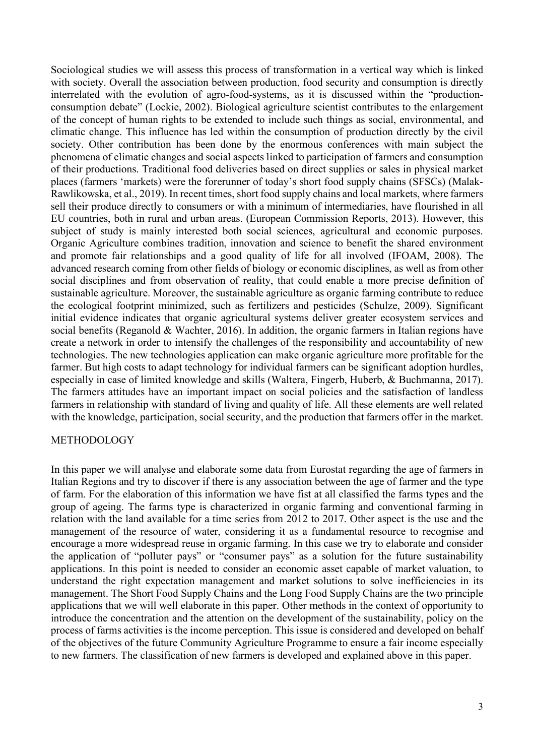Sociological studies we will assess this process of transformation in a vertical way which is linked with society. Overall the association between production, food security and consumption is directly interrelated with the evolution of agro-food-systems, as it is discussed within the "production-consumption debate" (Lockie, 2002). Biological agriculture scientist contributes to the enlargement of the concept of human rights to be extended to include such things as social, environmental, and climatic change. This influence has led within the consumption of production directly by the civil society. Other contribution has been done by the enormous conferences with main subject the phenomena of climatic changes and social aspects linked to participation of farmers and consumption of their productions. Traditional food deliveries based on direct supplies or sales in physical market places (farmers 'markets) were the forerunner of today's short food supply chains (SFSCs) (Malak-Rawlikowska, et al., 2019). In recent times, short food supply chains and local markets, where farmers sell their produce directly to consumers or with a minimum of intermediaries, have flourished in all EU countries, both in rural and urban areas. (European Commission Reports, 2013). However, this subject of study is mainly interested both social sciences, agricultural and economic purposes. Organic Agriculture combines tradition, innovation and science to benefit the shared environment and promote fair relationships and a good quality of life for all involved (IFOAM, 2008). The advanced research coming from other fields of biology or economic disciplines, as well as from other social disciplines and from observation of reality, that could enable a more precise definition of sustainable agriculture. Moreover, the sustainable agriculture as organic farming contribute to reduce the ecological footprint minimized, such as fertilizers and pesticides (Schulze, 2009). Significant initial evidence indicates that organic agricultural systems deliver greater ecosystem services and social benefits (Reganold & Wachter, 2016). In addition, the organic farmers in Italian regions have create a network in order to intensify the challenges of the responsibility and accountability of new technologies. The new technologies application can make organic agriculture more profitable for the farmer. But high costs to adapt technology for individual farmers can be significant adoption hurdles, especially in case of limited knowledge and skills (Waltera, Fingerb, Huberb, & Buchmanna, 2017). The farmers attitudes have an important impact on social policies and the satisfaction of landless farmers in relationship with standard of living and quality of life. All these elements are well related with the knowledge, participation, social security, and the production that farmers offer in the market.

## METHODOLOGY

In this paper we will analyse and elaborate some data from Eurostat regarding the age of farmers in Italian Regions and try to discover if there is any association between the age of farmer and the type of farm. For the elaboration of this information we have fist at all classified the farms types and the group of ageing. The farms type is characterized in organic farming and conventional farming in relation with the land available for a time series from 2012 to 2017. Other aspect is the use and the management of the resource of water, considering it as a fundamental resource to recognise and encourage a more widespread reuse in organic farming. In this case we try to elaborate and consider the application of "polluter pays" or "consumer pays" as a solution for the future sustainability applications. In this point is needed to consider an economic asset capable of market valuation, to understand the right expectation management and market solutions to solve inefficiencies in its management. The Short Food Supply Chains and the Long Food Supply Chains are the two principle applications that we will well elaborate in this paper. Other methods in the context of opportunity to introduce the concentration and the attention on the development of the sustainability, policy on the process of farms activities is the income perception. This issue is considered and developed on behalf of the objectives of the future Community Agriculture Programme to ensure a fair income especially to new farmers. The classification of new farmers is developed and explained above in this paper.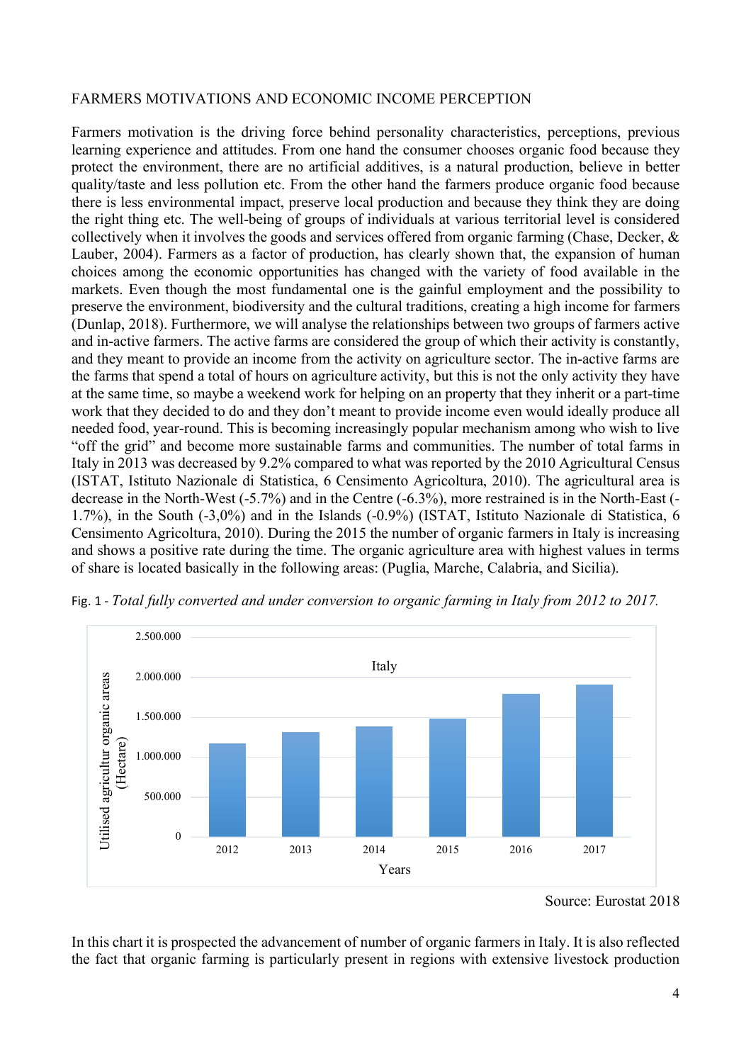FARMERS MOTIVATIONS AND ECONOMIC INCOME PERCEPTION

Farmers motivation is the driving force behind personality characteristics, perceptions, previous learning experience and attitudes. From one hand the consumer chooses organic food because they protect the environment, there are no artificial additives, is a natural production, believe in better quality/taste and less pollution etc. From the other hand the farmers produce organic food because there is less environmental impact, preserve local production and because they think they are doing the right thing etc. The well-being of groups of individuals at various territorial level is considered collectively when it involves the goods and services offered from organic farming (Chase, Decker, & Lauber, 2004). Farmers as a factor of production, has clearly shown that, the expansion of human choices among the economic opportunities has changed with the variety of food available in the markets. Even though the most fundamental one is the gainful employment and the possibility to preserve the environment, biodiversity and the cultural traditions, creating a high income for farmers (Dunlap, 2018). Furthermore, we will analyse the relationships between two groups of farmers active and in-active farmers. The active farms are considered the group of which their activity is constantly, and they meant to provide an income from the activity on agriculture sector. The in-active farms are the farms that spend a total of hours on agriculture activity, but this is not the only activity they have at the same time, so maybe a weekend work for helping on an property that they inherit or a part-time work that they decided to do and they don't meant to provide income even would ideally produce all needed food, year-round. This is becoming increasingly popular mechanism among who wish to live "off the grid" and become more sustainable farms and communities. The number of total farms in Italy in 2013 was decreased by 9.2% compared to what was reported by the 2010 Agricultural Census (ISTAT, Istituto Nazionale di Statistica, 6 Censimento Agricoltura, 2010). The agricultural area is decrease in the North-West (-5.7%) and in the Centre (-6.3%), more restrained is in the North-East (-1.7%), in the South (-3,0%) and in the Islands (-0.9%) (ISTAT, Istituto Nazionale di Statistica, 6 Censimento Agricoltura, 2010). During the 2015 the number of organic farmers in Italy is increasing and shows a positive rate during the time. The organic agriculture area with highest values in terms of share is located basically in the following areas: (Puglia, Marche, Calabria, and Sicilia).

Fig. 1 - *Total fully converted and under conversion to organic farming in Italy from 2012 to 2017.*

Source: Eurostat 2018

In this chart it is prospected the advancement of number of organic farmers in Italy. It is also reflected the fact that organic farming is particularly present in regions with extensive livestock production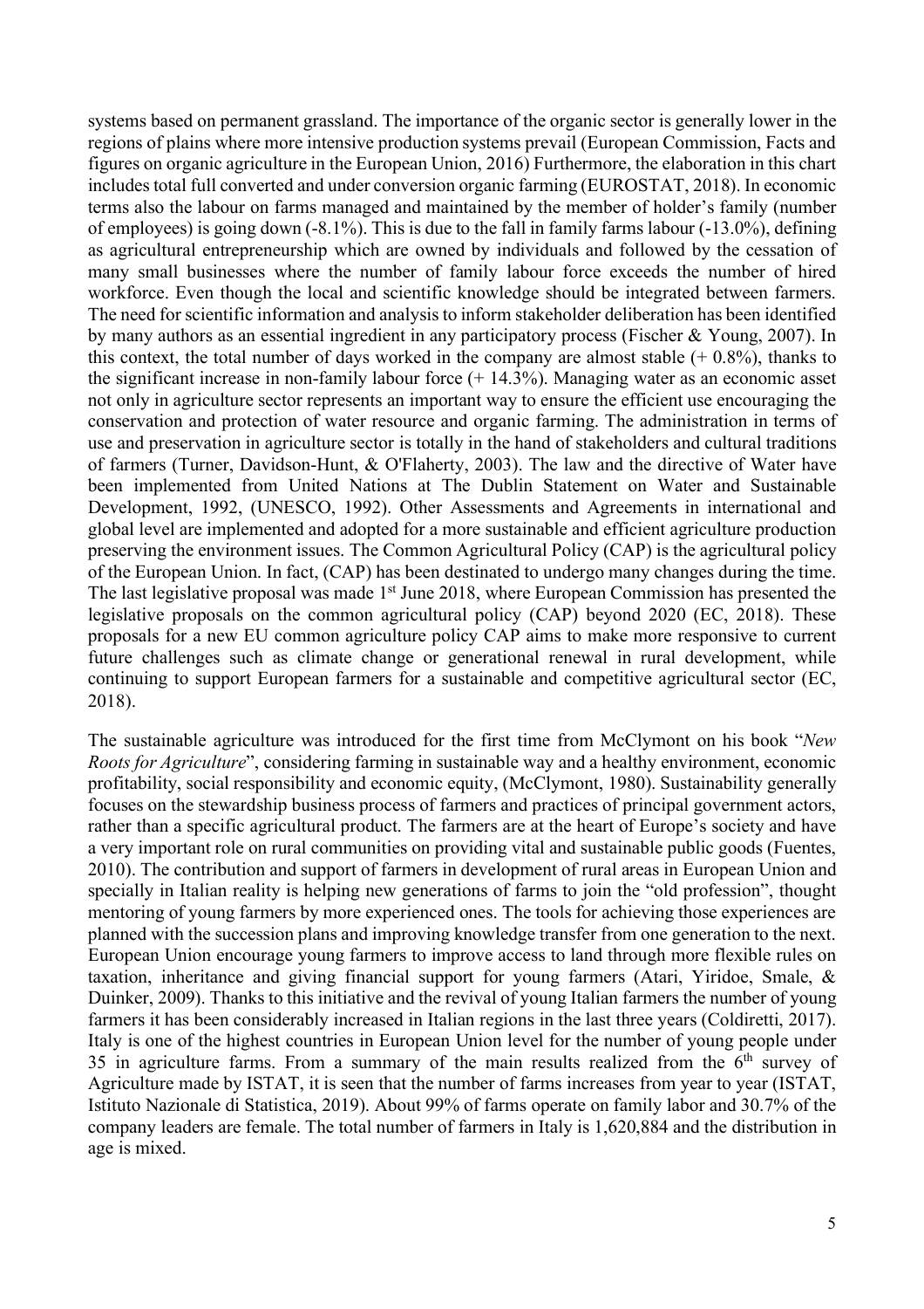systems based on permanent grassland. The importance of the organic sector is generally lower in the regions of plains where more intensive production systems prevail (European Commission, Facts and figures on organic agriculture in the European Union, 2016) Furthermore, the elaboration in this chart includes total full converted and under conversion organic farming (EUROSTAT, 2018). In economic terms also the labour on farms managed and maintained by the member of holder's family (number of employees) is going down (-8.1%). This is due to the fall in family farms labour (-13.0%), defining as agricultural entrepreneurship which are owned by individuals and followed by the cessation of many small businesses where the number of family labour force exceeds the number of hired workforce. Even though the local and scientific knowledge should be integrated between farmers. The need for scientific information and analysis to inform stakeholder deliberation has been identified by many authors as an essential ingredient in any participatory process (Fischer & Young, 2007). In this context, the total number of days worked in the company are almost stable (+ 0.8%), thanks to the significant increase in non-family labour force (+ 14.3%). Managing water as an economic asset not only in agriculture sector represents an important way to ensure the efficient use encouraging the conservation and protection of water resource and organic farming. The administration in terms of use and preservation in agriculture sector is totally in the hand of stakeholders and cultural traditions of farmers (Turner, Davidson-Hunt, & O'Flaherty, 2003). The law and the directive of Water have been implemented from United Nations at The Dublin Statement on Water and Sustainable Development, 1992, (UNESCO, 1992). Other Assessments and Agreements in international and global level are implemented and adopted for a more sustainable and efficient agriculture production preserving the environment issues. The Common Agricultural Policy (CAP) is the agricultural policy of the European Union. In fact, (CAP) has been destinated to undergo many changes during the time. The last legislative proposal was made 1st June 2018, where European Commission has presented the legislative proposals on the common agricultural policy (CAP) beyond 2020 (EC, 2018). These proposals for a new EU common agriculture policy CAP aims to make more responsive to current future challenges such as climate change or generational renewal in rural development, while continuing to support European farmers for a sustainable and competitive agricultural sector (EC, 2018).

The sustainable agriculture was introduced for the first time from McClymont on his book "*New Roots for Agriculture*", considering farming in sustainable way and a healthy environment, economic profitability, social responsibility and economic equity, (McClymont, 1980). Sustainability generally focuses on the stewardship business process of farmers and practices of principal government actors, rather than a specific agricultural product. The farmers are at the heart of Europe's society and have a very important role on rural communities on providing vital and sustainable public goods (Fuentes, 2010). The contribution and support of farmers in development of rural areas in European Union and specially in Italian reality is helping new generations of farms to join the "old profession", thought mentoring of young farmers by more experienced ones. The tools for achieving those experiences are planned with the succession plans and improving knowledge transfer from one generation to the next. European Union encourage young farmers to improve access to land through more flexible rules on taxation, inheritance and giving financial support for young farmers (Atari, Yiridoe, Smale, & Duinker, 2009). Thanks to this initiative and the revival of young Italian farmers the number of young farmers it has been considerably increased in Italian regions in the last three years (Coldiretti, 2017). Italy is one of the highest countries in European Union level for the number of young people under 35 in agriculture farms. From a summary of the main results realized from the 6th survey of Agriculture made by ISTAT, it is seen that the number of farms increases from year to year (ISTAT, Istituto Nazionale di Statistica, 2019). About 99% of farms operate on family labor and 30.7% of the company leaders are female. The total number of farmers in Italy is 1,620,884 and the distribution in age is mixed.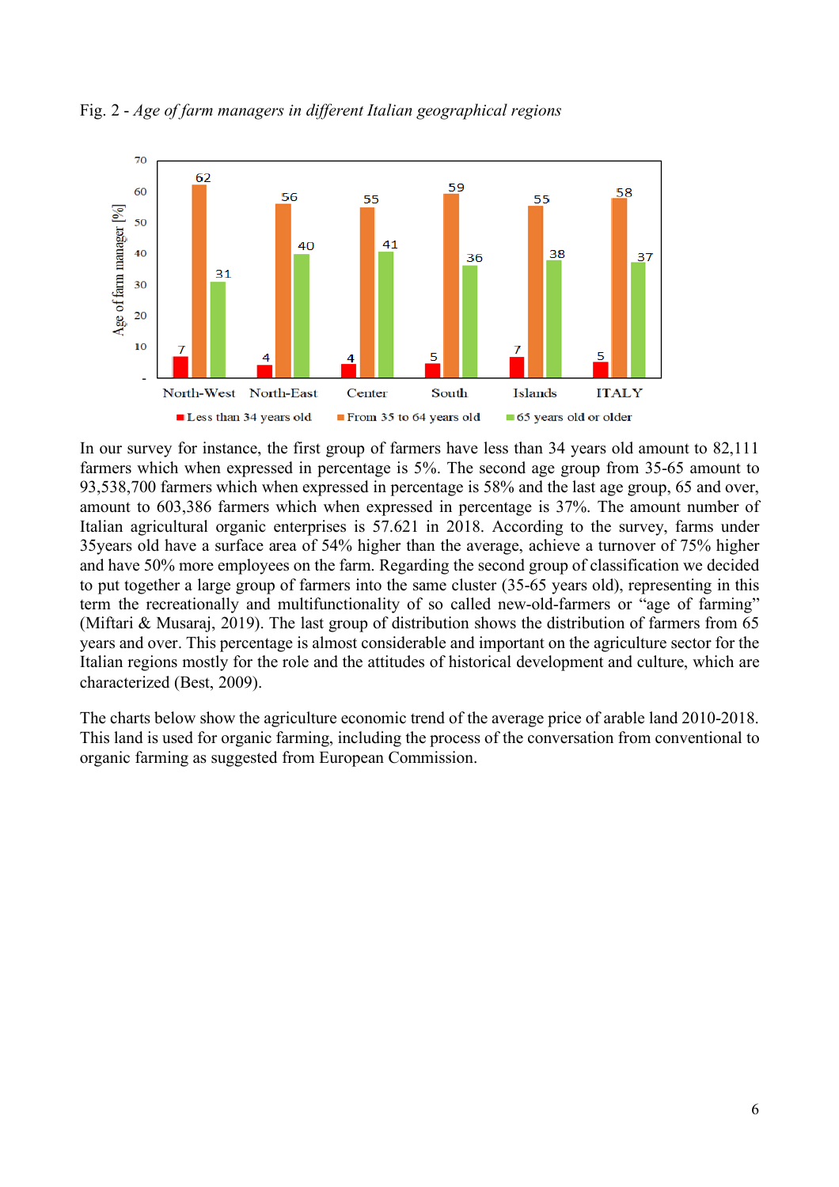Fig. 2 - *Age of farm managers in different Italian geographical regions*

In our survey for instance, the first group of farmers have less than 34 years old amount to 82,111 farmers which when expressed in percentage is 5%. The second age group from 35-65 amount to 93,538,700 farmers which when expressed in percentage is 58% and the last age group, 65 and over, amount to 603,386 farmers which when expressed in percentage is 37%. The amount number of Italian agricultural organic enterprises is 57.621 in 2018. According to the survey, farms under 35years old have a surface area of 54% higher than the average, achieve a turnover of 75% higher and have 50% more employees on the farm. Regarding the second group of classification we decided to put together a large group of farmers into the same cluster (35-65 years old), representing in this term the recreationally and multifunctionality of so called new-old-farmers or "age of farming" (Miftari & Musaraj, 2019). The last group of distribution shows the distribution of farmers from 65 years and over. This percentage is almost considerable and important on the agriculture sector for the Italian regions mostly for the role and the attitudes of historical development and culture, which are characterized (Best, 2009).

The charts below show the agriculture economic trend of the average price of arable land 2010-2018. This land is used for organic farming, including the process of the conversation from conventional to organic farming as suggested from European Commission.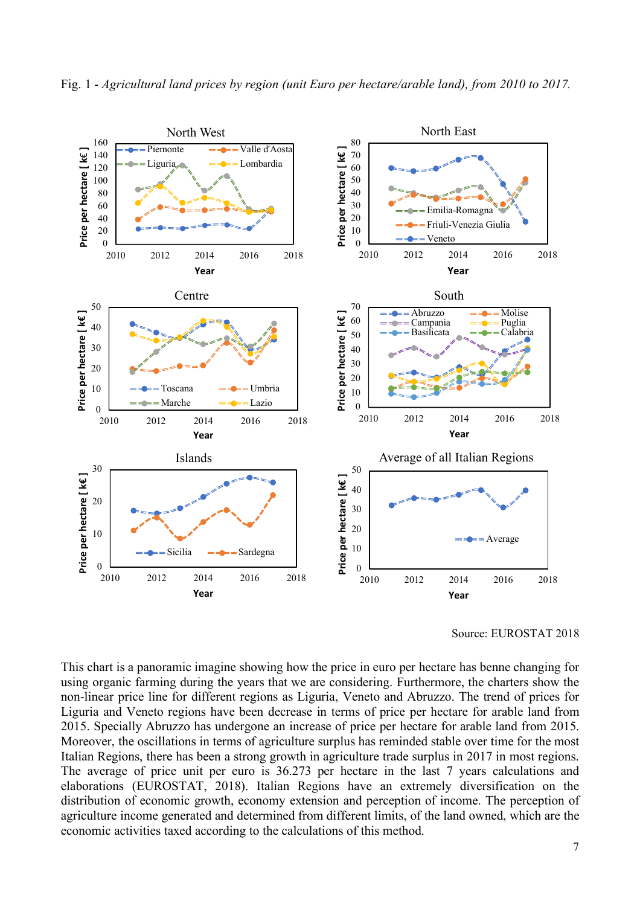Fig. 1 - *Agricultural land prices by region (unit Euro per hectare/arable land), from 2010 to 2017.*

Source: EUROSTAT 2018

This chart is a panoramic imagine showing how the price in euro per hectare has benne changing for using organic farming during the years that we are considering. Furthermore, the charters show the non-linear price line for different regions as Liguria, Veneto and Abruzzo. The trend of prices for Liguria and Veneto regions have been decrease in terms of price per hectare for arable land from 2015. Specially Abruzzo has undergone an increase of price per hectare for arable land from 2015. Moreover, the oscillations in terms of agriculture surplus has reminded stable over time for the most Italian Regions, there has been a strong growth in agriculture trade surplus in 2017 in most regions. The average of price unit per euro is 36.273 per hectare in the last 7 years calculations and elaborations (EUROSTAT, 2018). Italian Regions have an extremely diversification on the distribution of economic growth, economy extension and perception of income. The perception of agriculture income generated and determined from different limits, of the land owned, which are the economic activities taxed according to the calculations of this method.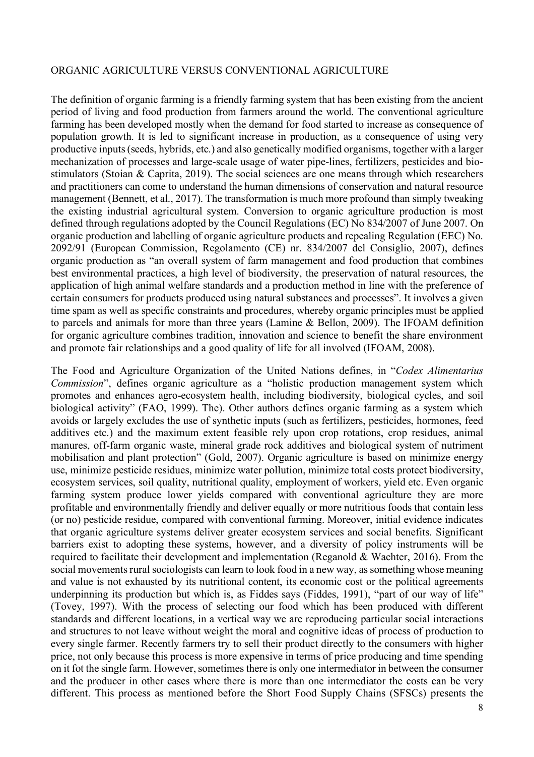## ORGANIC AGRICULTURE VERSUS CONVENTIONAL AGRICULTURE

The definition of organic farming is a friendly farming system that has been existing from the ancient period of living and food production from farmers around the world. The conventional agriculture farming has been developed mostly when the demand for food started to increase as consequence of population growth. It is led to significant increase in production, as a consequence of using very productive inputs (seeds, hybrids, etc.) and also genetically modified organisms, together with a larger mechanization of processes and large-scale usage of water pipe-lines, fertilizers, pesticides and bio-stimulators (Stoian & Caprita, 2019). The social sciences are one means through which researchers and practitioners can come to understand the human dimensions of conservation and natural resource management (Bennett, et al., 2017). The transformation is much more profound than simply tweaking the existing industrial agricultural system. Conversion to organic agriculture production is most defined through regulations adopted by the Council Regulations (EC) No 834/2007 of June 2007. On organic production and labelling of organic agriculture products and repealing Regulation (EEC) No. 2092/91 (European Commission, Regolamento (CE) nr. 834/2007 del Consiglio, 2007), defines organic production as "an overall system of farm management and food production that combines best environmental practices, a high level of biodiversity, the preservation of natural resources, the application of high animal welfare standards and a production method in line with the preference of certain consumers for products produced using natural substances and processes". It involves a given time spam as well as specific constraints and procedures, whereby organic principles must be applied to parcels and animals for more than three years (Lamine & Bellon, 2009). The IFOAM definition for organic agriculture combines tradition, innovation and science to benefit the share environment and promote fair relationships and a good quality of life for all involved (IFOAM, 2008).

The Food and Agriculture Organization of the United Nations defines, in "*Codex Alimentarius Commission*", defines organic agriculture as a "holistic production management system which promotes and enhances agro-ecosystem health, including biodiversity, biological cycles, and soil biological activity" (FAO, 1999). The). Other authors defines organic farming as a system which avoids or largely excludes the use of synthetic inputs (such as fertilizers, pesticides, hormones, feed additives etc.) and the maximum extent feasible rely upon crop rotations, crop residues, animal manures, off-farm organic waste, mineral grade rock additives and biological system of nutriment mobilisation and plant protection" (Gold, 2007). Organic agriculture is based on minimize energy use, minimize pesticide residues, minimize water pollution, minimize total costs protect biodiversity, ecosystem services, soil quality, nutritional quality, employment of workers, yield etc. Even organic farming system produce lower yields compared with conventional agriculture they are more profitable and environmentally friendly and deliver equally or more nutritious foods that contain less (or no) pesticide residue, compared with conventional farming. Moreover, initial evidence indicates that organic agriculture systems deliver greater ecosystem services and social benefits. Significant barriers exist to adopting these systems, however, and a diversity of policy instruments will be required to facilitate their development and implementation (Reganold & Wachter, 2016). From the social movements rural sociologists can learn to look food in a new way, as something whose meaning and value is not exhausted by its nutritional content, its economic cost or the political agreements underpinning its production but which is, as Fiddes says (Fiddes, 1991), "part of our way of life" (Tovey, 1997). With the process of selecting our food which has been produced with different standards and different locations, in a vertical way we are reproducing particular social interactions and structures to not leave without weight the moral and cognitive ideas of process of production to every single farmer. Recently farmers try to sell their product directly to the consumers with higher price, not only because this process is more expensive in terms of price producing and time spending on it fot the single farm. However, sometimes there is only one intermediator in between the consumer and the producer in other cases where there is more than one intermediator the costs can be very different. This process as mentioned before the Short Food Supply Chains (SFSCs) presents the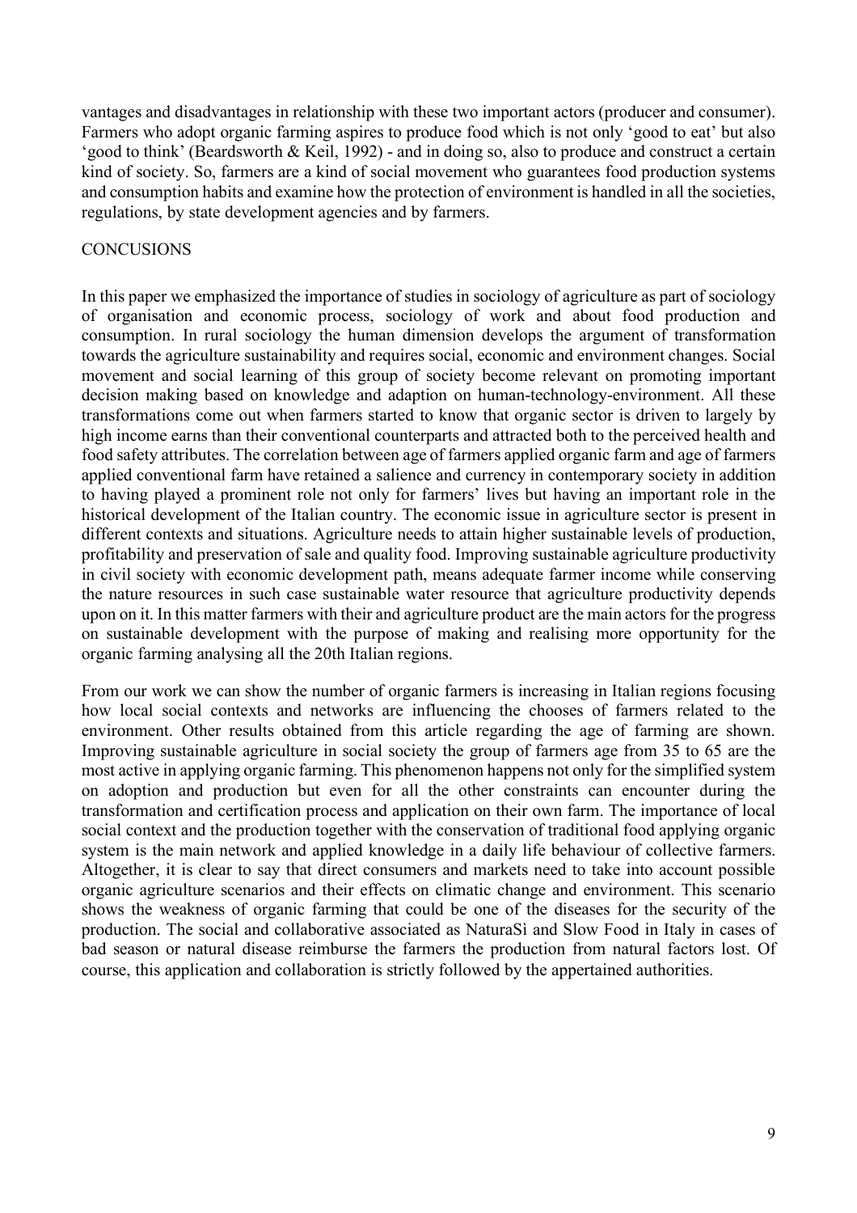vantages and disadvantages in relationship with these two important actors (producer and consumer). Farmers who adopt organic farming aspires to produce food which is not only 'good to eat' but also 'good to think' (Beardsworth & Keil, 1992) - and in doing so, also to produce and construct a certain kind of society. So, farmers are a kind of social movement who guarantees food production systems and consumption habits and examine how the protection of environment is handled in all the societies, regulations, by state development agencies and by farmers.

## CONCUSIONS

In this paper we emphasized the importance of studies in sociology of agriculture as part of sociology of organisation and economic process, sociology of work and about food production and consumption. In rural sociology the human dimension develops the argument of transformation towards the agriculture sustainability and requires social, economic and environment changes. Social movement and social learning of this group of society become relevant on promoting important decision making based on knowledge and adaption on human-technology-environment. All these transformations come out when farmers started to know that organic sector is driven to largely by high income earns than their conventional counterparts and attracted both to the perceived health and food safety attributes. The correlation between age of farmers applied organic farm and age of farmers applied conventional farm have retained a salience and currency in contemporary society in addition to having played a prominent role not only for farmers' lives but having an important role in the historical development of the Italian country. The economic issue in agriculture sector is present in different contexts and situations. Agriculture needs to attain higher sustainable levels of production, profitability and preservation of sale and quality food. Improving sustainable agriculture productivity in civil society with economic development path, means adequate farmer income while conserving the nature resources in such case sustainable water resource that agriculture productivity depends upon on it. In this matter farmers with their and agriculture product are the main actors for the progress on sustainable development with the purpose of making and realising more opportunity for the organic farming analysing all the 20th Italian regions.

From our work we can show the number of organic farmers is increasing in Italian regions focusing how local social contexts and networks are influencing the chooses of farmers related to the environment. Other results obtained from this article regarding the age of farming are shown. Improving sustainable agriculture in social society the group of farmers age from 35 to 65 are the most active in applying organic farming. This phenomenon happens not only for the simplified system on adoption and production but even for all the other constraints can encounter during the transformation and certification process and application on their own farm. The importance of local social context and the production together with the conservation of traditional food applying organic system is the main network and applied knowledge in a daily life behaviour of collective farmers. Altogether, it is clear to say that direct consumers and markets need to take into account possible organic agriculture scenarios and their effects on climatic change and environment. This scenario shows the weakness of organic farming that could be one of the diseases for the security of the production. The social and collaborative associated as NaturaSì and Slow Food in Italy in cases of bad season or natural disease reimburse the farmers the production from natural factors lost. Of course, this application and collaboration is strictly followed by the appertained authorities.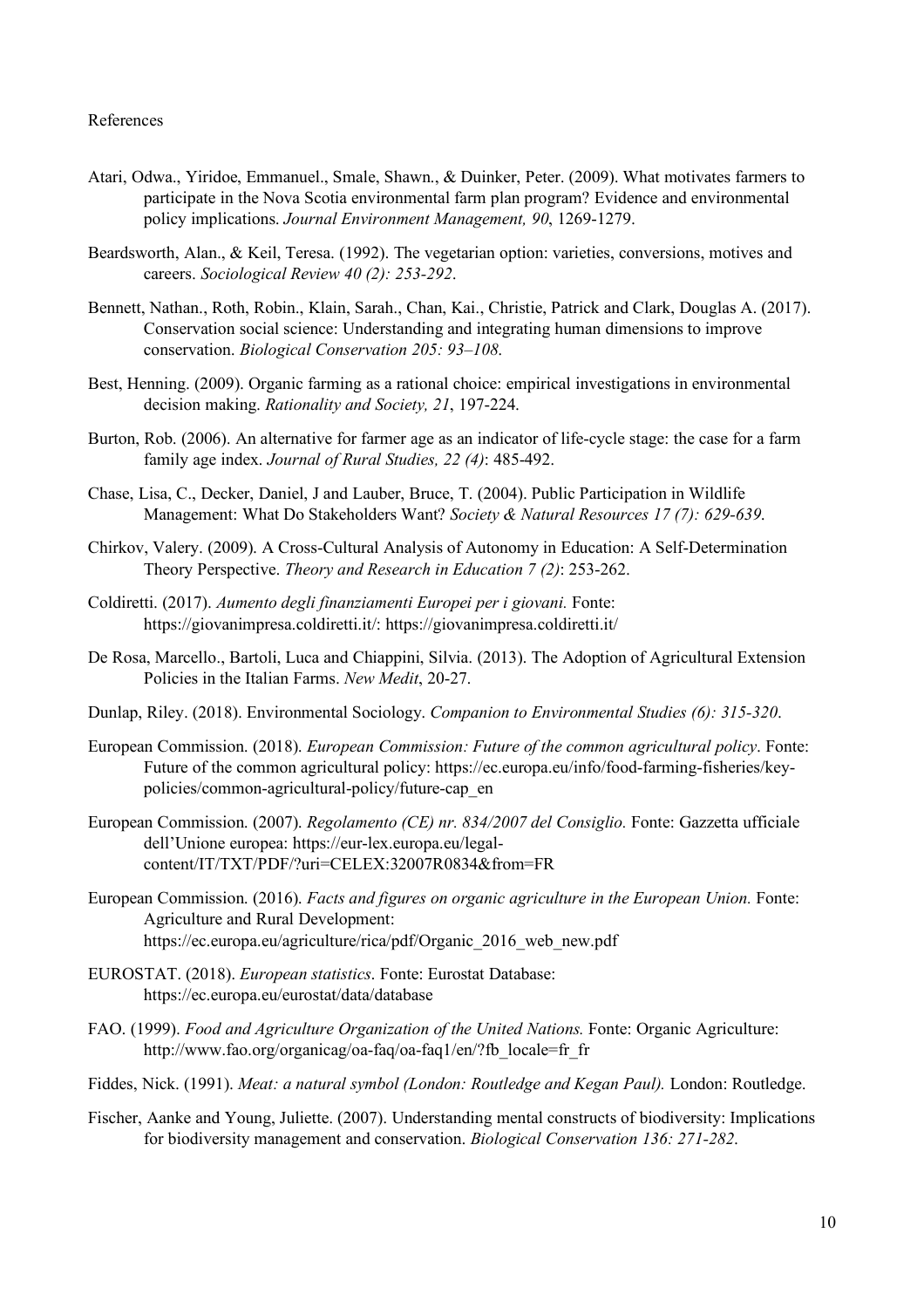References

Atari, Odwa., Yiridoe, Emmanuel., Smale, Shawn., & Duinker, Peter. (2009). What motivates farmers to participate in the Nova Scotia environmental farm plan program? Evidence and environmental policy implications. *Journal Environment Management, 90*, 1269-1279.

Beardsworth, Alan., & Keil, Teresa. (1992). The vegetarian option: varieties, conversions, motives and careers. *Sociological Review 40 (2): 253-292*.

Bennett, Nathan., Roth, Robin., Klain, Sarah., Chan, Kai., Christie, Patrick and Clark, Douglas A. (2017). Conservation social science: Understanding and integrating human dimensions to improve conservation. *Biological Conservation 205: 93–108.*

Best, Henning. (2009). Organic farming as a rational choice: empirical investigations in environmental decision making. *Rationality and Society, 21*, 197-224.

Burton, Rob. (2006). An alternative for farmer age as an indicator of life-cycle stage: the case for a farm family age index. *Journal of Rural Studies, 22 (4)*: 485-492.

Chase, Lisa, C., Decker, Daniel, J and Lauber, Bruce, T. (2004). Public Participation in Wildlife Management: What Do Stakeholders Want? *Society & Natural Resources 17 (7): 629-639*.

Chirkov, Valery. (2009). A Cross-Cultural Analysis of Autonomy in Education: A Self-Determination Theory Perspective. *Theory and Research in Education 7 (2)*: 253-262.

Coldiretti. (2017). *Aumento degli finanziamenti Europei per i giovani.* Fonte: https://giovanimpresa.coldiretti.it/: https://giovanimpresa.coldiretti.it/

De Rosa, Marcello., Bartoli, Luca and Chiappini, Silvia. (2013). The Adoption of Agricultural Extension Policies in the Italian Farms. *New Medit*, 20-27.

Dunlap, Riley. (2018). Environmental Sociology. *Companion to Environmental Studies (6): 315-320*.

European Commission. (2018). *European Commission: Future of the common agricultural policy*. Fonte: Future of the common agricultural policy: https://ec.europa.eu/info/food-farming-fisheries/key-policies/common-agricultural-policy/future-cap_en

European Commission. (2007). *Regolamento (CE) nr. 834/2007 del Consiglio.* Fonte: Gazzetta ufficiale dell'Unione europea: https://eur-lex.europa.eu/legal-content/IT/TXT/PDF/?uri=CELEX:32007R0834&from=FR

European Commission. (2016). *Facts and figures on organic agriculture in the European Union.* Fonte: Agriculture and Rural Development: https://ec.europa.eu/agriculture/rica/pdf/Organic_2016_web_new.pdf

EUROSTAT. (2018). *European statistics*. Fonte: Eurostat Database: https://ec.europa.eu/eurostat/data/database

FAO. (1999). *Food and Agriculture Organization of the United Nations.* Fonte: Organic Agriculture: http://www.fao.org/organicag/oa-faq/oa-faq1/en/?fb_locale=fr_fr

Fiddes, Nick. (1991). *Meat: a natural symbol (London: Routledge and Kegan Paul).* London: Routledge.

Fischer, Aanke and Young, Juliette. (2007). Understanding mental constructs of biodiversity: Implications for biodiversity management and conservation. *Biological Conservation 136: 271-282*.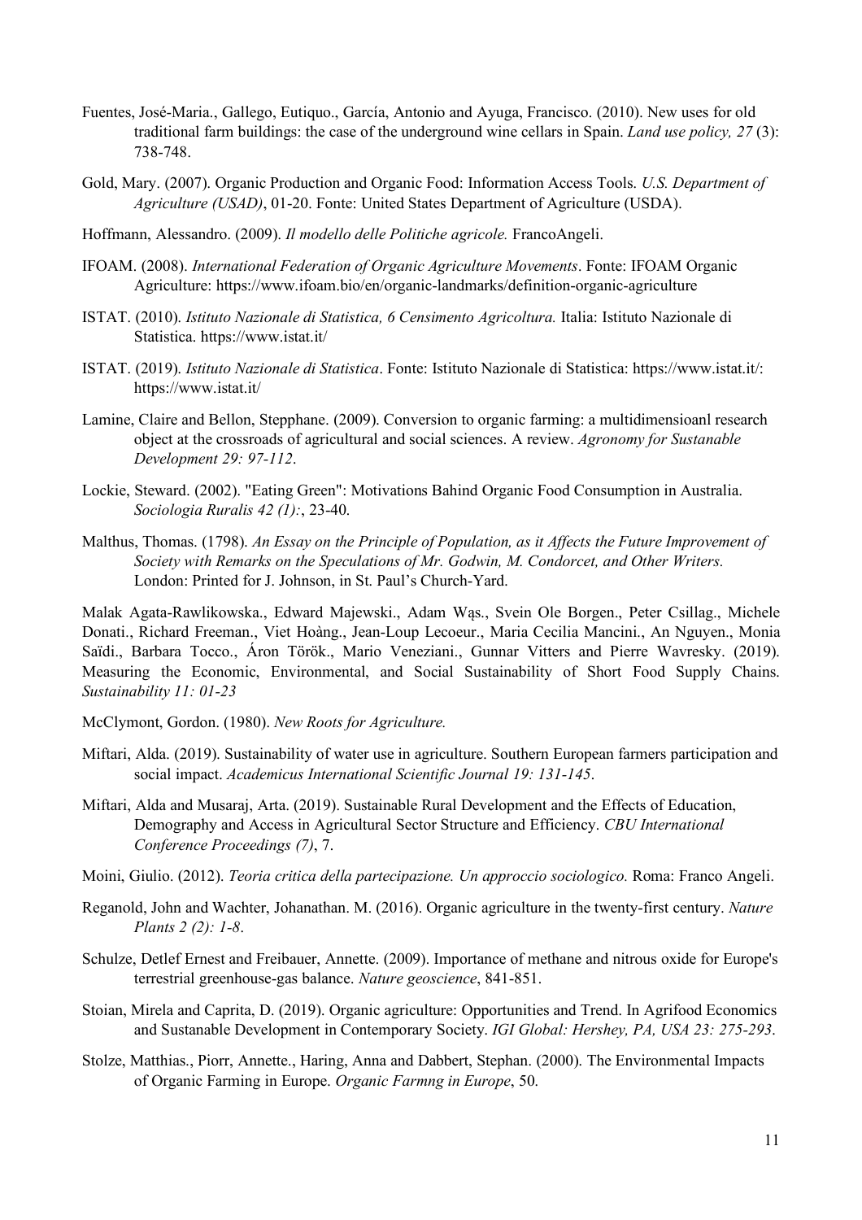Fuentes, José-Maria., Gallego, Eutiquo., García, Antonio and Ayuga, Francisco. (2010). New uses for old traditional farm buildings: the case of the underground wine cellars in Spain. *Land use policy, 27* (3): 738-748.

Gold, Mary. (2007). Organic Production and Organic Food: Information Access Tools. *U.S. Department of Agriculture (USAD)*, 01-20. Fonte: United States Department of Agriculture (USDA).

Hoffmann, Alessandro. (2009). *Il modello delle Politiche agricole.* FrancoAngeli.

IFOAM. (2008). *International Federation of Organic Agriculture Movements*. Fonte: IFOAM Organic Agriculture: https://www.ifoam.bio/en/organic-landmarks/definition-organic-agriculture

ISTAT. (2010). *Istituto Nazionale di Statistica, 6 Censimento Agricoltura.* Italia: Istituto Nazionale di Statistica. https://www.istat.it/

ISTAT. (2019). *Istituto Nazionale di Statistica*. Fonte: Istituto Nazionale di Statistica: https://www.istat.it/: https://www.istat.it/

Lamine, Claire and Bellon, Stepphane. (2009). Conversion to organic farming: a multidimensioanl research object at the crossroads of agricultural and social sciences. A review. *Agronomy for Sustanable Development 29: 97-112*.

Lockie, Steward. (2002). "Eating Green": Motivations Bahind Organic Food Consumption in Australia. *Sociologia Ruralis 42 (1):*, 23-40.

Malthus, Thomas. (1798). *An Essay on the Principle of Population, as it Affects the Future Improvement of Society with Remarks on the Speculations of Mr. Godwin, M. Condorcet, and Other Writers.* London: Printed for J. Johnson, in St. Paul's Church-Yard.

Malak Agata-Rawlikowska., Edward Majewski., Adam Wąs., Svein Ole Borgen., Peter Csillag., Michele Donati., Richard Freeman., Viet Hoàng., Jean-Loup Lecoeur., Maria Cecilia Mancini., An Nguyen., Monia Saïdi., Barbara Tocco., Áron Török., Mario Veneziani., Gunnar Vitters and Pierre Wavresky. (2019). Measuring the Economic, Environmental, and Social Sustainability of Short Food Supply Chains. *Sustainability 11: 01-23*

McClymont, Gordon. (1980). *New Roots for Agriculture.*

Miftari, Alda. (2019). Sustainability of water use in agriculture. Southern European farmers participation and social impact. *Academicus International Scientific Journal 19: 131-145*.

Miftari, Alda and Musaraj, Arta. (2019). Sustainable Rural Development and the Effects of Education, Demography and Access in Agricultural Sector Structure and Efficiency. *CBU International Conference Proceedings (7)*, 7.

Moini, Giulio. (2012). *Teoria critica della partecipazione. Un approccio sociologico.* Roma: Franco Angeli.

Reganold, John and Wachter, Johanathan. M. (2016). Organic agriculture in the twenty-first century. *Nature Plants 2 (2): 1-8*.

Schulze, Detlef Ernest and Freibauer, Annette. (2009). Importance of methane and nitrous oxide for Europe's terrestrial greenhouse-gas balance. *Nature geoscience*, 841-851.

Stoian, Mirela and Caprita, D. (2019). Organic agriculture: Opportunities and Trend. In Agrifood Economics and Sustanable Development in Contemporary Society. *IGI Global: Hershey, PA, USA 23: 275-293*.

Stolze, Matthias., Piorr, Annette., Haring, Anna and Dabbert, Stephan. (2000). The Environmental Impacts of Organic Farming in Europe. *Organic Farmng in Europe*, 50.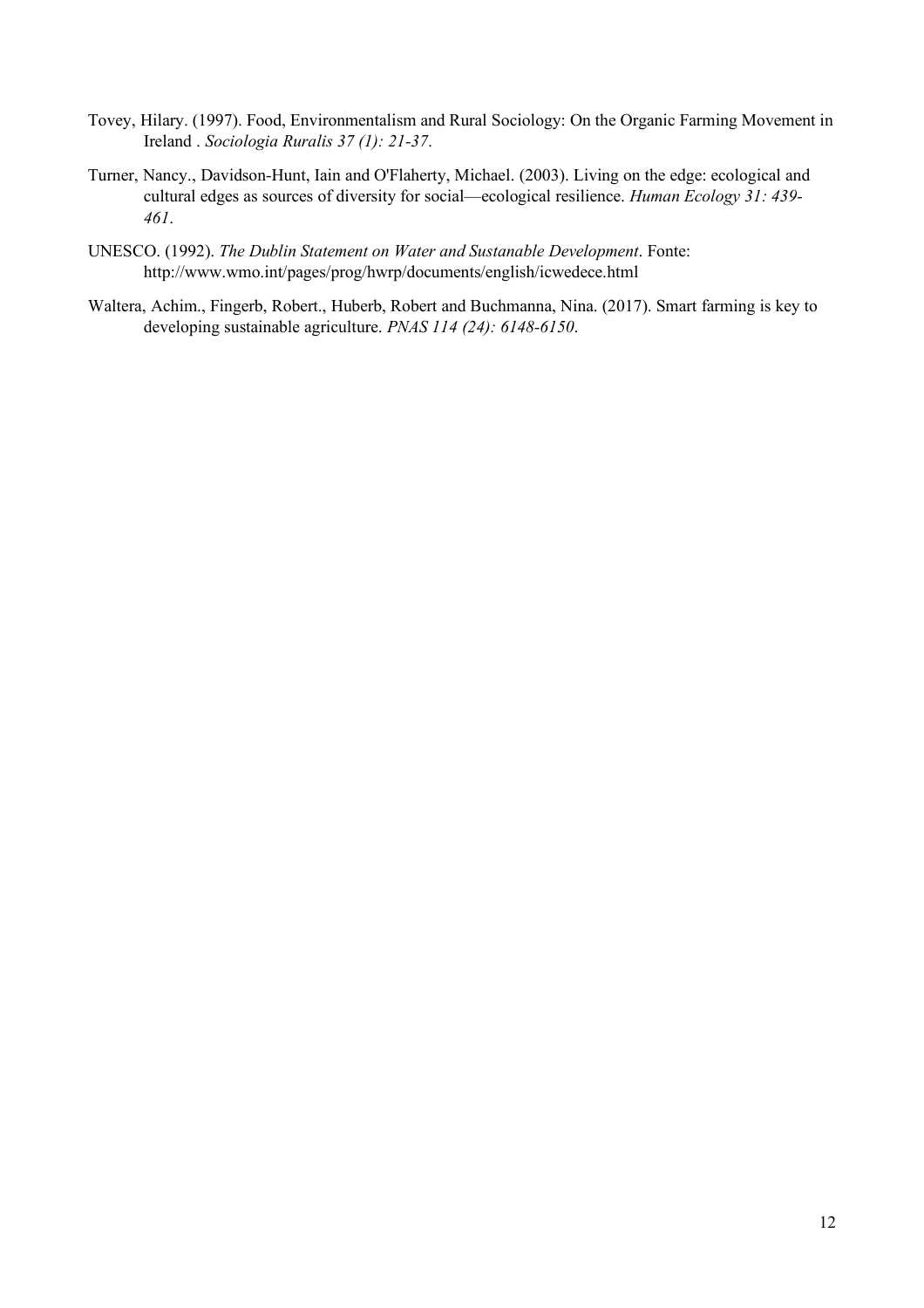Tovey, Hilary. (1997). Food, Environmentalism and Rural Sociology: On the Organic Farming Movement in Ireland . *Sociologia Ruralis 37 (1): 21-37*.

Turner, Nancy., Davidson-Hunt, Iain and O'Flaherty, Michael. (2003). Living on the edge: ecological and cultural edges as sources of diversity for social—ecological resilience. *Human Ecology 31: 439-461*.

UNESCO. (1992). *The Dublin Statement on Water and Sustanable Development*. Fonte: http://www.wmo.int/pages/prog/hwrp/documents/english/icwedece.html

Waltera, Achim., Fingerb, Robert., Huberb, Robert and Buchmanna, Nina. (2017). Smart farming is key to developing sustainable agriculture. *PNAS 114 (24): 6148-6150*.